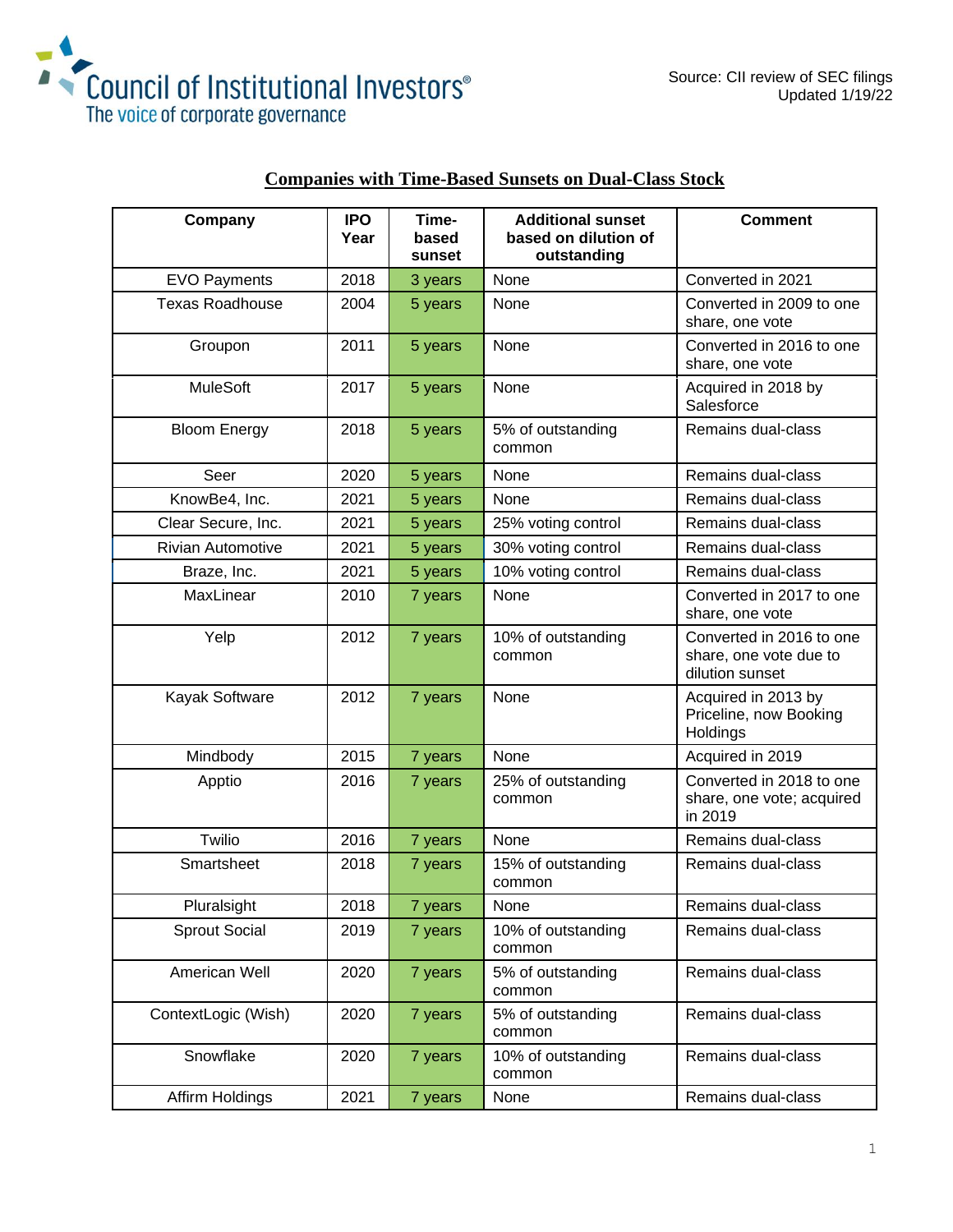Council of Institutional Investors®
The voice of corporate governance

Source: CII review of SEC filings
Updated 1/19/22

## Companies with Time-Based Sunsets on Dual-Class Stock

| Company | IPO Year | Time-based sunset | Additional sunset based on dilution of outstanding | Comment |
|---|---|---|---|---|
| EVO Payments | 2018 | 3 years | None | Converted in 2021 |
| Texas Roadhouse | 2004 | 5 years | None | Converted in 2009 to one share, one vote |
| Groupon | 2011 | 5 years | None | Converted in 2016 to one share, one vote |
| MuleSoft | 2017 | 5 years | None | Acquired in 2018 by Salesforce |
| Bloom Energy | 2018 | 5 years | 5% of outstanding common | Remains dual-class |
| Seer | 2020 | 5 years | None | Remains dual-class |
| KnowBe4, Inc. | 2021 | 5 years | None | Remains dual-class |
| Clear Secure, Inc. | 2021 | 5 years | 25% voting control | Remains dual-class |
| Rivian Automotive | 2021 | 5 years | 30% voting control | Remains dual-class |
| Braze, Inc. | 2021 | 5 years | 10% voting control | Remains dual-class |
| MaxLinear | 2010 | 7 years | None | Converted in 2017 to one share, one vote |
| Yelp | 2012 | 7 years | 10% of outstanding common | Converted in 2016 to one share, one vote due to dilution sunset |
| Kayak Software | 2012 | 7 years | None | Acquired in 2013 by Priceline, now Booking Holdings |
| Mindbody | 2015 | 7 years | None | Acquired in 2019 |
| Apptio | 2016 | 7 years | 25% of outstanding common | Converted in 2018 to one share, one vote; acquired in 2019 |
| Twilio | 2016 | 7 years | None | Remains dual-class |
| Smartsheet | 2018 | 7 years | 15% of outstanding common | Remains dual-class |
| Pluralsight | 2018 | 7 years | None | Remains dual-class |
| Sprout Social | 2019 | 7 years | 10% of outstanding common | Remains dual-class |
| American Well | 2020 | 7 years | 5% of outstanding common | Remains dual-class |
| ContextLogic (Wish) | 2020 | 7 years | 5% of outstanding common | Remains dual-class |
| Snowflake | 2020 | 7 years | 10% of outstanding common | Remains dual-class |
| Affirm Holdings | 2021 | 7 years | None | Remains dual-class |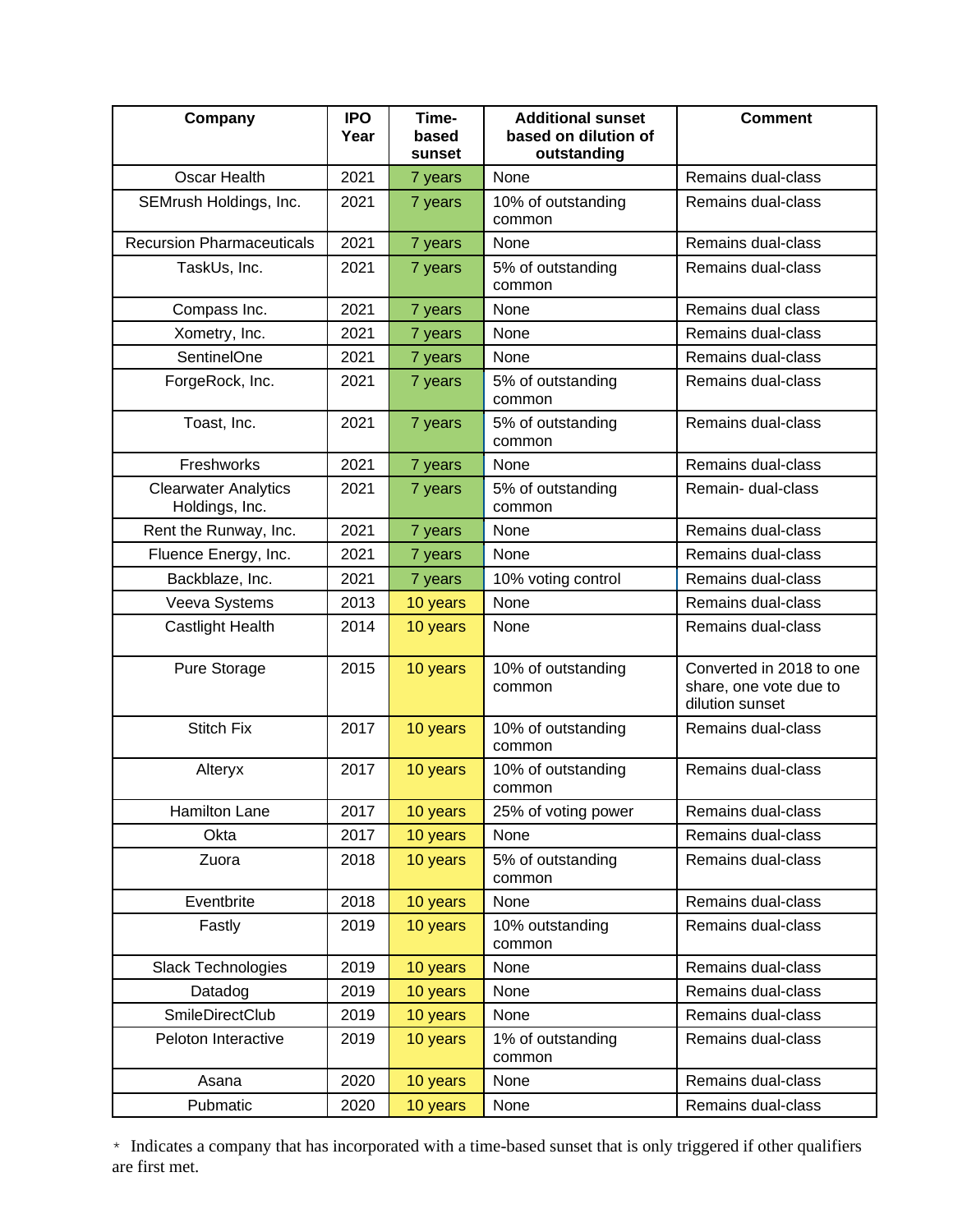| Company | IPO Year | Time-based sunset | Additional sunset based on dilution of outstanding | Comment |
| --- | --- | --- | --- | --- |
| Oscar Health | 2021 | 7 years | None | Remains dual-class |
| SEMrush Holdings, Inc. | 2021 | 7 years | 10% of outstanding common | Remains dual-class |
| Recursion Pharmaceuticals | 2021 | 7 years | None | Remains dual-class |
| TaskUs, Inc. | 2021 | 7 years | 5% of outstanding common | Remains dual-class |
| Compass Inc. | 2021 | 7 years | None | Remains dual class |
| Xometry, Inc. | 2021 | 7 years | None | Remains dual-class |
| SentinelOne | 2021 | 7 years | None | Remains dual-class |
| ForgeRock, Inc. | 2021 | 7 years | 5% of outstanding common | Remains dual-class |
| Toast, Inc. | 2021 | 7 years | 5% of outstanding common | Remains dual-class |
| Freshworks | 2021 | 7 years | None | Remains dual-class |
| Clearwater Analytics Holdings, Inc. | 2021 | 7 years | 5% of outstanding common | Remain- dual-class |
| Rent the Runway, Inc. | 2021 | 7 years | None | Remains dual-class |
| Fluence Energy, Inc. | 2021 | 7 years | None | Remains dual-class |
| Backblaze, Inc. | 2021 | 7 years | 10% voting control | Remains dual-class |
| Veeva Systems | 2013 | 10 years | None | Remains dual-class |
| Castlight Health | 2014 | 10 years | None | Remains dual-class |
| Pure Storage | 2015 | 10 years | 10% of outstanding common | Converted in 2018 to one share, one vote due to dilution sunset |
| Stitch Fix | 2017 | 10 years | 10% of outstanding common | Remains dual-class |
| Alteryx | 2017 | 10 years | 10% of outstanding common | Remains dual-class |
| Hamilton Lane | 2017 | 10 years | 25% of voting power | Remains dual-class |
| Okta | 2017 | 10 years | None | Remains dual-class |
| Zuora | 2018 | 10 years | 5% of outstanding common | Remains dual-class |
| Eventbrite | 2018 | 10 years | None | Remains dual-class |
| Fastly | 2019 | 10 years | 10% outstanding common | Remains dual-class |
| Slack Technologies | 2019 | 10 years | None | Remains dual-class |
| Datadog | 2019 | 10 years | None | Remains dual-class |
| SmileDirectClub | 2019 | 10 years | None | Remains dual-class |
| Peloton Interactive | 2019 | 10 years | 1% of outstanding common | Remains dual-class |
| Asana | 2020 | 10 years | None | Remains dual-class |
| Pubmatic | 2020 | 10 years | None | Remains dual-class |

* Indicates a company that has incorporated with a time-based sunset that is only triggered if other qualifiers are first met.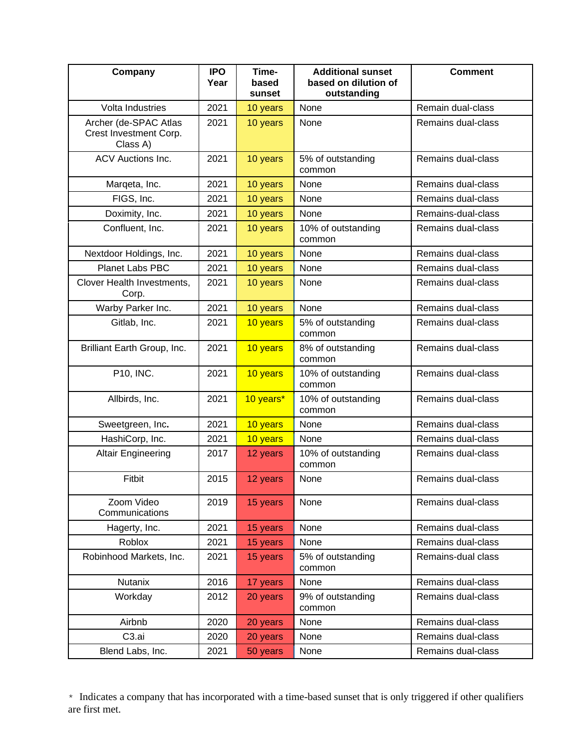| Company | IPO Year | Time-based sunset | Additional sunset based on dilution of outstanding | Comment |
|---|---|---|---|---|
| Volta Industries | 2021 | 10 years | None | Remain dual-class |
| Archer (de-SPAC Atlas Crest Investment Corp. Class A) | 2021 | 10 years | None | Remains dual-class |
| ACV Auctions Inc. | 2021 | 10 years | 5% of outstanding common | Remains dual-class |
| Marqeta, Inc. | 2021 | 10 years | None | Remains dual-class |
| FIGS, Inc. | 2021 | 10 years | None | Remains dual-class |
| Doximity, Inc. | 2021 | 10 years | None | Remains-dual-class |
| Confluent, Inc. | 2021 | 10 years | 10% of outstanding common | Remains dual-class |
| Nextdoor Holdings, Inc. | 2021 | 10 years | None | Remains dual-class |
| Planet Labs PBC | 2021 | 10 years | None | Remains dual-class |
| Clover Health Investments, Corp. | 2021 | 10 years | None | Remains dual-class |
| Warby Parker Inc. | 2021 | 10 years | None | Remains dual-class |
| Gitlab, Inc. | 2021 | 10 years | 5% of outstanding common | Remains dual-class |
| Brilliant Earth Group, Inc. | 2021 | 10 years | 8% of outstanding common | Remains dual-class |
| P10, INC. | 2021 | 10 years | 10% of outstanding common | Remains dual-class |
| Allbirds, Inc. | 2021 | 10 years* | 10% of outstanding common | Remains dual-class |
| Sweetgreen, Inc. | 2021 | 10 years | None | Remains dual-class |
| HashiCorp, Inc. | 2021 | 10 years | None | Remains dual-class |
| Altair Engineering | 2017 | 12 years | 10% of outstanding common | Remains dual-class |
| Fitbit | 2015 | 12 years | None | Remains dual-class |
| Zoom Video Communications | 2019 | 15 years | None | Remains dual-class |
| Hagerty, Inc. | 2021 | 15 years | None | Remains dual-class |
| Roblox | 2021 | 15 years | None | Remains dual-class |
| Robinhood Markets, Inc. | 2021 | 15 years | 5% of outstanding common | Remains-dual class |
| Nutanix | 2016 | 17 years | None | Remains dual-class |
| Workday | 2012 | 20 years | 9% of outstanding common | Remains dual-class |
| Airbnb | 2020 | 20 years | None | Remains dual-class |
| C3.ai | 2020 | 20 years | None | Remains dual-class |
| Blend Labs, Inc. | 2021 | 50 years | None | Remains dual-class |

\* Indicates a company that has incorporated with a time-based sunset that is only triggered if other qualifiers are first met.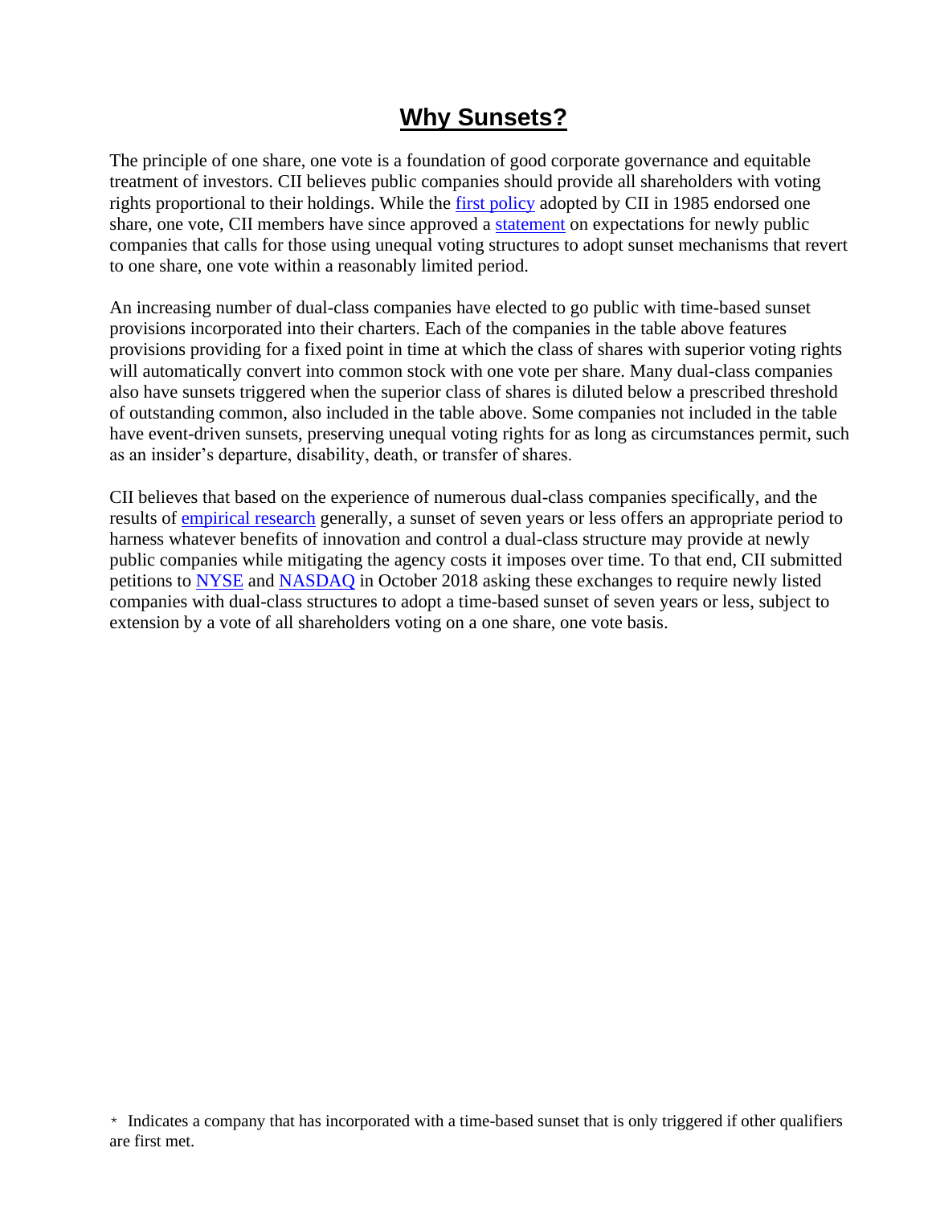# Why Sunsets?

The principle of one share, one vote is a foundation of good corporate governance and equitable treatment of investors. CII believes public companies should provide all shareholders with voting rights proportional to their holdings. While the first policy adopted by CII in 1985 endorsed one share, one vote, CII members have since approved a statement on expectations for newly public companies that calls for those using unequal voting structures to adopt sunset mechanisms that revert to one share, one vote within a reasonably limited period.

An increasing number of dual-class companies have elected to go public with time-based sunset provisions incorporated into their charters. Each of the companies in the table above features provisions providing for a fixed point in time at which the class of shares with superior voting rights will automatically convert into common stock with one vote per share. Many dual-class companies also have sunsets triggered when the superior class of shares is diluted below a prescribed threshold of outstanding common, also included in the table above. Some companies not included in the table have event-driven sunsets, preserving unequal voting rights for as long as circumstances permit, such as an insider's departure, disability, death, or transfer of shares.

CII believes that based on the experience of numerous dual-class companies specifically, and the results of empirical research generally, a sunset of seven years or less offers an appropriate period to harness whatever benefits of innovation and control a dual-class structure may provide at newly public companies while mitigating the agency costs it imposes over time. To that end, CII submitted petitions to NYSE and NASDAQ in October 2018 asking these exchanges to require newly listed companies with dual-class structures to adopt a time-based sunset of seven years or less, subject to extension by a vote of all shareholders voting on a one share, one vote basis.

\* Indicates a company that has incorporated with a time-based sunset that is only triggered if other qualifiers are first met.